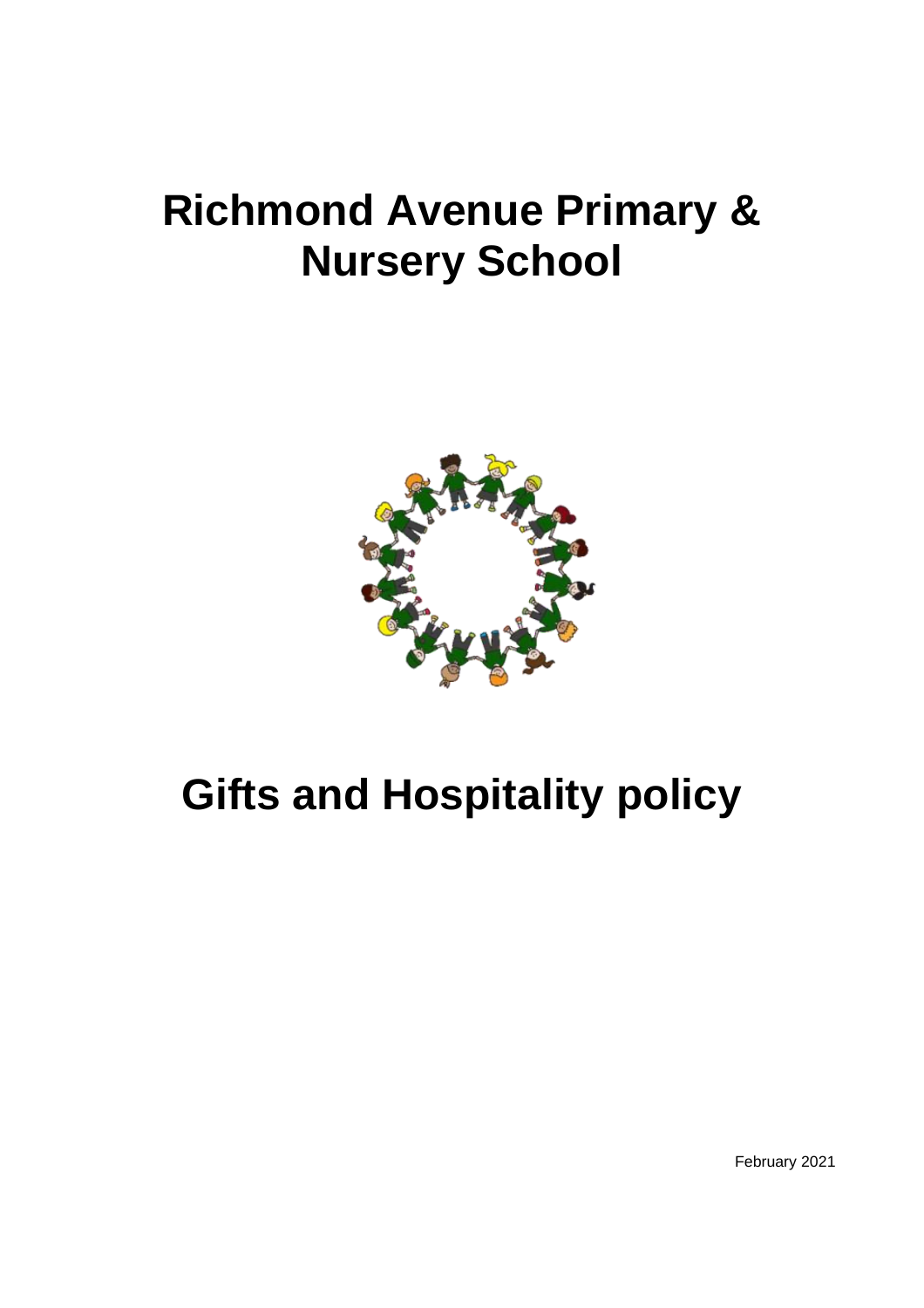# Richmond Avenue Primary & Nursery School

# Gifts and Hospitality policy

February 2021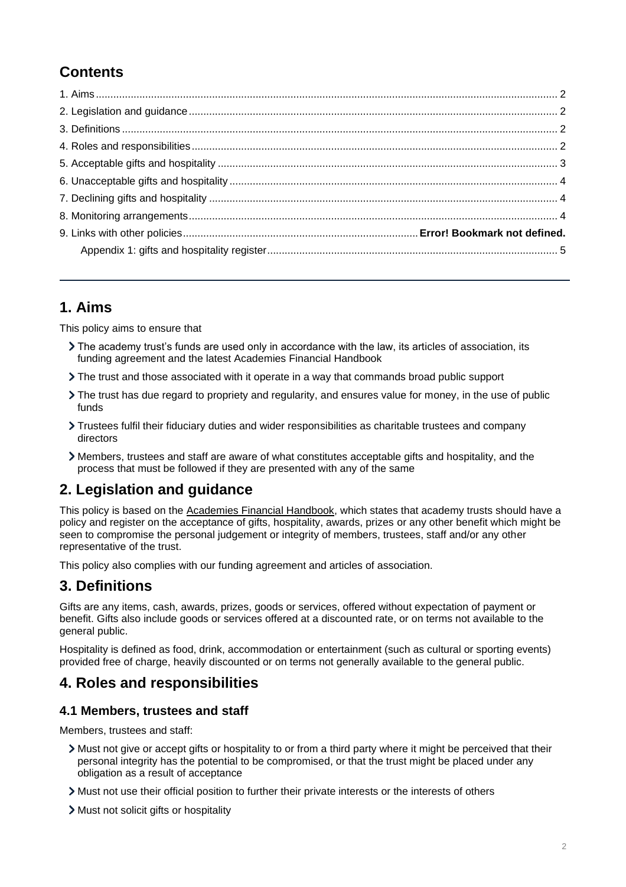## Contents

1. Aims ..... 2
2. Legislation and guidance ..... 2
3. Definitions ..... 2
4. Roles and responsibilities ..... 2
5. Acceptable gifts and hospitality ..... 3
6. Unacceptable gifts and hospitality ..... 4
7. Declining gifts and hospitality ..... 4
8. Monitoring arrangements ..... 4
9. Links with other policies ..... **Error! Bookmark not defined.**
   Appendix 1: gifts and hospitality register ..... 5

---

## 1. Aims

This policy aims to ensure that

- The academy trust's funds are used only in accordance with the law, its articles of association, its funding agreement and the latest Academies Financial Handbook
- The trust and those associated with it operate in a way that commands broad public support
- The trust has due regard to propriety and regularity, and ensures value for money, in the use of public funds
- Trustees fulfil their fiduciary duties and wider responsibilities as charitable trustees and company directors
- Members, trustees and staff are aware of what constitutes acceptable gifts and hospitality, and the process that must be followed if they are presented with any of the same

## 2. Legislation and guidance

This policy is based on the Academies Financial Handbook, which states that academy trusts should have a policy and register on the acceptance of gifts, hospitality, awards, prizes or any other benefit which might be seen to compromise the personal judgement or integrity of members, trustees, staff and/or any other representative of the trust.

This policy also complies with our funding agreement and articles of association.

## 3. Definitions

Gifts are any items, cash, awards, prizes, goods or services, offered without expectation of payment or benefit. Gifts also include goods or services offered at a discounted rate, or on terms not available to the general public.

Hospitality is defined as food, drink, accommodation or entertainment (such as cultural or sporting events) provided free of charge, heavily discounted or on terms not generally available to the general public.

## 4. Roles and responsibilities

### 4.1 Members, trustees and staff

Members, trustees and staff:

- Must not give or accept gifts or hospitality to or from a third party where it might be perceived that their personal integrity has the potential to be compromised, or that the trust might be placed under any obligation as a result of acceptance
- Must not use their official position to further their private interests or the interests of others
- Must not solicit gifts or hospitality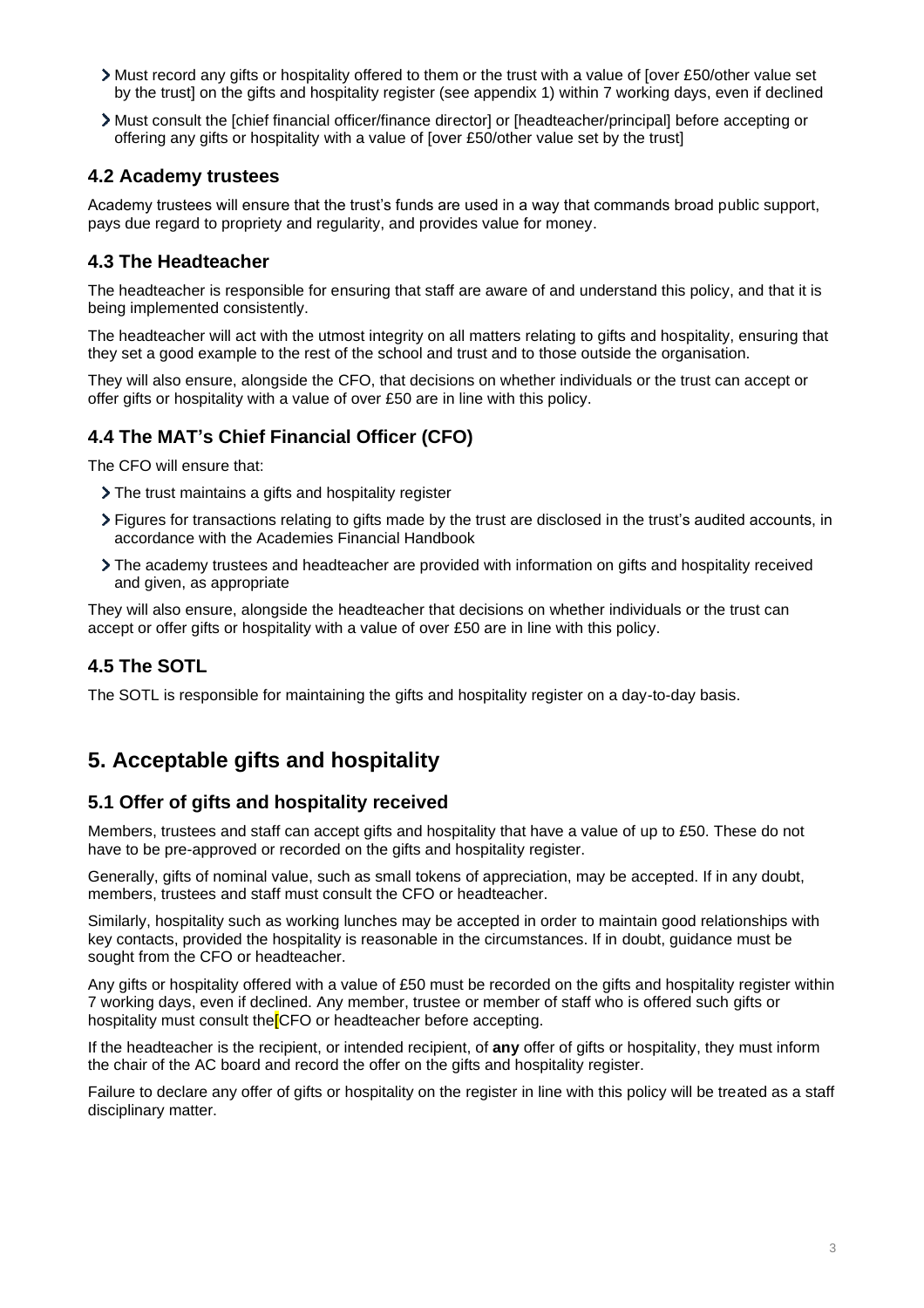- Must record any gifts or hospitality offered to them or the trust with a value of [over £50/other value set by the trust] on the gifts and hospitality register (see appendix 1) within 7 working days, even if declined
- Must consult the [chief financial officer/finance director] or [headteacher/principal] before accepting or offering any gifts or hospitality with a value of [over £50/other value set by the trust]

### 4.2 Academy trustees

Academy trustees will ensure that the trust's funds are used in a way that commands broad public support, pays due regard to propriety and regularity, and provides value for money.

### 4.3 The Headteacher

The headteacher is responsible for ensuring that staff are aware of and understand this policy, and that it is being implemented consistently.

The headteacher will act with the utmost integrity on all matters relating to gifts and hospitality, ensuring that they set a good example to the rest of the school and trust and to those outside the organisation.

They will also ensure, alongside the CFO, that decisions on whether individuals or the trust can accept or offer gifts or hospitality with a value of over £50 are in line with this policy.

### 4.4 The MAT's Chief Financial Officer (CFO)

The CFO will ensure that:

- The trust maintains a gifts and hospitality register
- Figures for transactions relating to gifts made by the trust are disclosed in the trust's audited accounts, in accordance with the Academies Financial Handbook
- The academy trustees and headteacher are provided with information on gifts and hospitality received and given, as appropriate

They will also ensure, alongside the headteacher that decisions on whether individuals or the trust can accept or offer gifts or hospitality with a value of over £50 are in line with this policy.

### 4.5 The SOTL

The SOTL is responsible for maintaining the gifts and hospitality register on a day-to-day basis.

## 5. Acceptable gifts and hospitality

### 5.1 Offer of gifts and hospitality received

Members, trustees and staff can accept gifts and hospitality that have a value of up to £50. These do not have to be pre-approved or recorded on the gifts and hospitality register.

Generally, gifts of nominal value, such as small tokens of appreciation, may be accepted. If in any doubt, members, trustees and staff must consult the CFO or headteacher.

Similarly, hospitality such as working lunches may be accepted in order to maintain good relationships with key contacts, provided the hospitality is reasonable in the circumstances. If in doubt, guidance must be sought from the CFO or headteacher.

Any gifts or hospitality offered with a value of £50 must be recorded on the gifts and hospitality register within 7 working days, even if declined. Any member, trustee or member of staff who is offered such gifts or hospitality must consult the [CFO or headteacher before accepting.

If the headteacher is the recipient, or intended recipient, of **any** offer of gifts or hospitality, they must inform the chair of the AC board and record the offer on the gifts and hospitality register.

Failure to declare any offer of gifts or hospitality on the register in line with this policy will be treated as a staff disciplinary matter.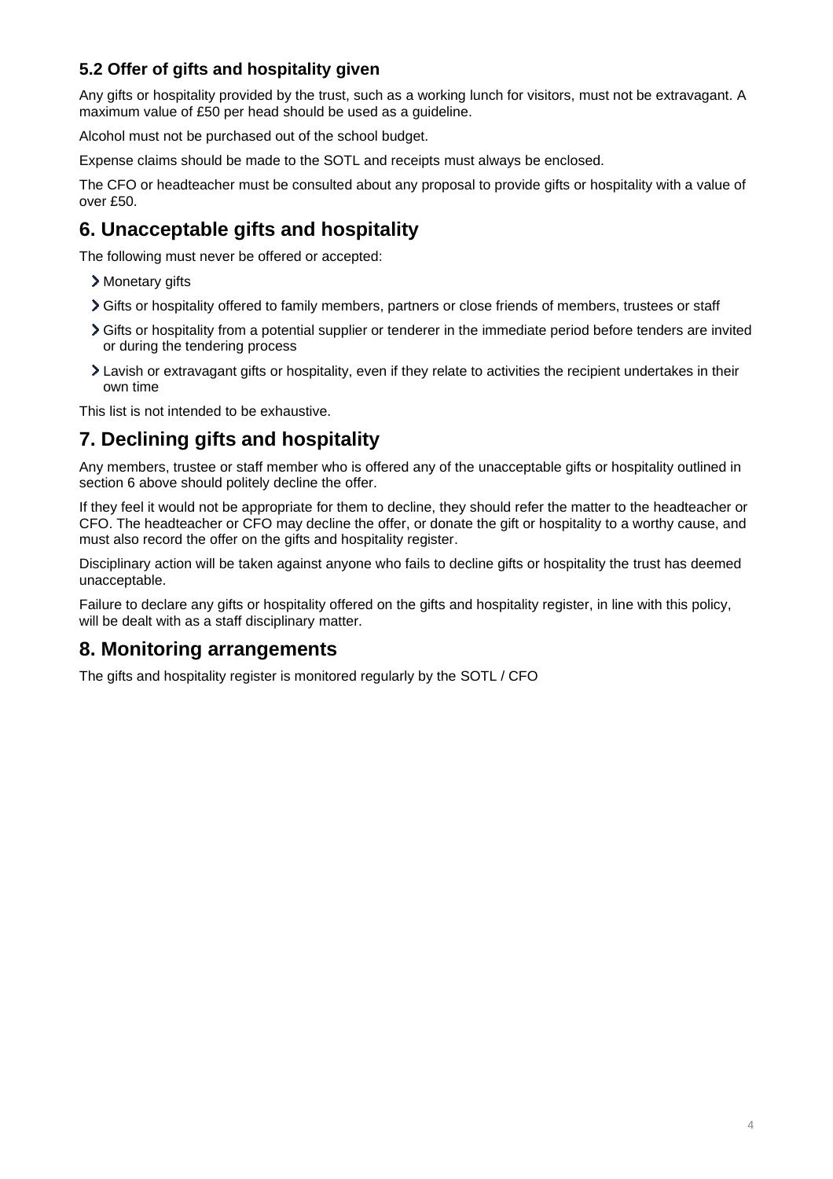### 5.2 Offer of gifts and hospitality given

Any gifts or hospitality provided by the trust, such as a working lunch for visitors, must not be extravagant. A maximum value of £50 per head should be used as a guideline.

Alcohol must not be purchased out of the school budget.

Expense claims should be made to the SOTL and receipts must always be enclosed.

The CFO or headteacher must be consulted about any proposal to provide gifts or hospitality with a value of over £50.

## 6. Unacceptable gifts and hospitality

The following must never be offered or accepted:

- Monetary gifts
- Gifts or hospitality offered to family members, partners or close friends of members, trustees or staff
- Gifts or hospitality from a potential supplier or tenderer in the immediate period before tenders are invited or during the tendering process
- Lavish or extravagant gifts or hospitality, even if they relate to activities the recipient undertakes in their own time

This list is not intended to be exhaustive.

## 7. Declining gifts and hospitality

Any members, trustee or staff member who is offered any of the unacceptable gifts or hospitality outlined in section 6 above should politely decline the offer.

If they feel it would not be appropriate for them to decline, they should refer the matter to the headteacher or CFO. The headteacher or CFO may decline the offer, or donate the gift or hospitality to a worthy cause, and must also record the offer on the gifts and hospitality register.

Disciplinary action will be taken against anyone who fails to decline gifts or hospitality the trust has deemed unacceptable.

Failure to declare any gifts or hospitality offered on the gifts and hospitality register, in line with this policy, will be dealt with as a staff disciplinary matter.

## 8. Monitoring arrangements

The gifts and hospitality register is monitored regularly by the SOTL / CFO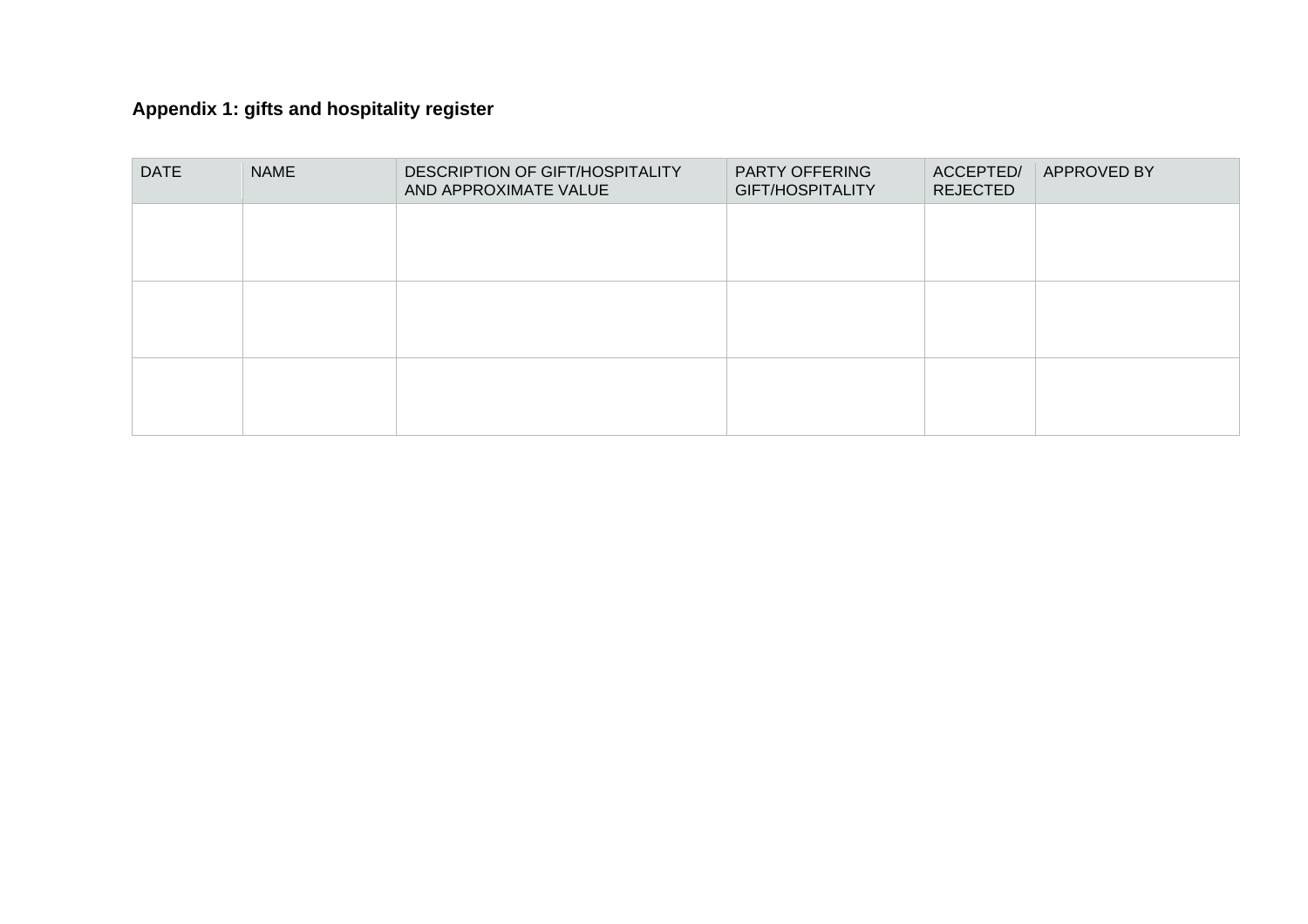**Appendix 1: gifts and hospitality register**

| DATE | NAME | DESCRIPTION OF GIFT/HOSPITALITY AND APPROXIMATE VALUE | PARTY OFFERING GIFT/HOSPITALITY | ACCEPTED/ REJECTED | APPROVED BY |
|---|---|---|---|---|---|
| | | | | | |
| | | | | | |
| | | | | | |